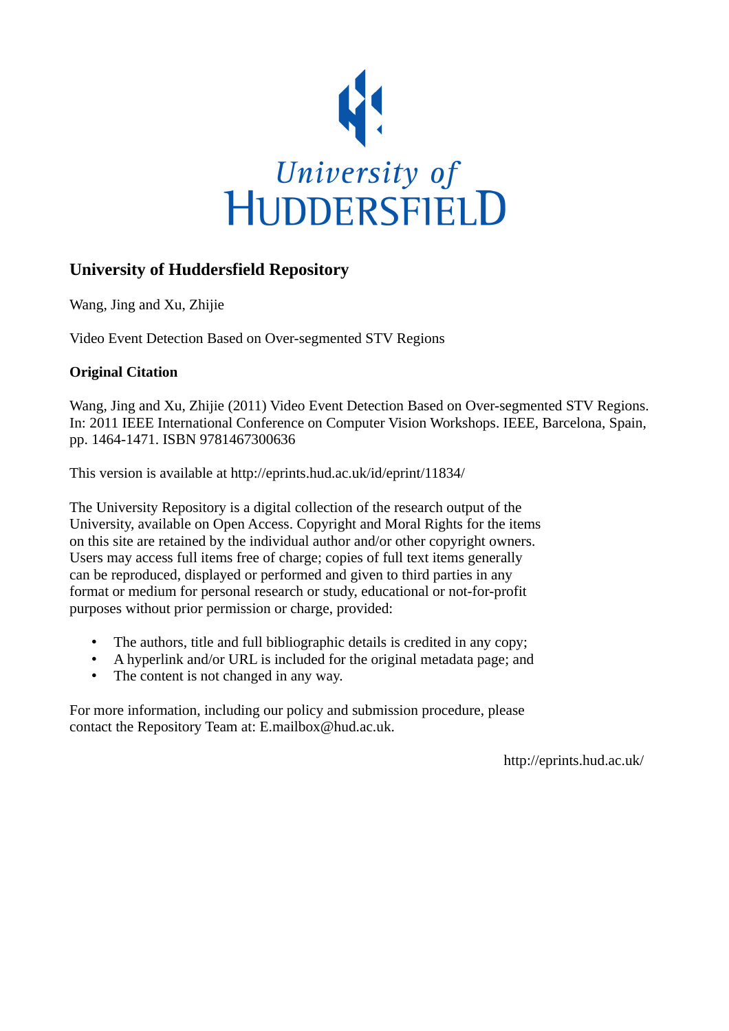University of HUDDERSFIELD

## University of Huddersfield Repository

Wang, Jing and Xu, Zhijie

Video Event Detection Based on Over-segmented STV Regions

### Original Citation

Wang, Jing and Xu, Zhijie (2011) Video Event Detection Based on Over-segmented STV Regions. In: 2011 IEEE International Conference on Computer Vision Workshops. IEEE, Barcelona, Spain, pp. 1464-1471. ISBN 9781467300636

This version is available at http://eprints.hud.ac.uk/id/eprint/11834/

The University Repository is a digital collection of the research output of the University, available on Open Access. Copyright and Moral Rights for the items on this site are retained by the individual author and/or other copyright owners. Users may access full items free of charge; copies of full text items generally can be reproduced, displayed or performed and given to third parties in any format or medium for personal research or study, educational or not-for-profit purposes without prior permission or charge, provided:

- The authors, title and full bibliographic details is credited in any copy;
- A hyperlink and/or URL is included for the original metadata page; and
- The content is not changed in any way.

For more information, including our policy and submission procedure, please contact the Repository Team at: E.mailbox@hud.ac.uk.

http://eprints.hud.ac.uk/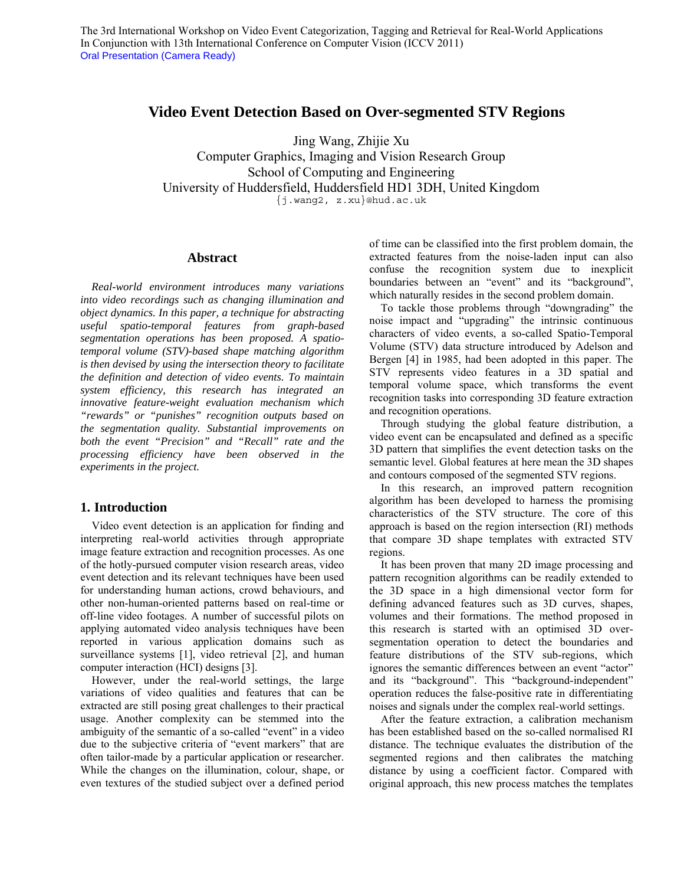The 3rd International Workshop on Video Event Categorization, Tagging and Retrieval for Real-World Applications
In Conjunction with 13th International Conference on Computer Vision (ICCV 2011)
Oral Presentation (Camera Ready)

# Video Event Detection Based on Over-segmented STV Regions

Jing Wang, Zhijie Xu
Computer Graphics, Imaging and Vision Research Group
School of Computing and Engineering
University of Huddersfield, Huddersfield HD1 3DH, United Kingdom
{j.wang2, z.xu}@hud.ac.uk

## Abstract

*Real-world environment introduces many variations into video recordings such as changing illumination and object dynamics. In this paper, a technique for abstracting useful spatio-temporal features from graph-based segmentation operations has been proposed. A spatio-temporal volume (STV)-based shape matching algorithm is then devised by using the intersection theory to facilitate the definition and detection of video events. To maintain system efficiency, this research has integrated an innovative feature-weight evaluation mechanism which "rewards" or "punishes" recognition outputs based on the segmentation quality. Substantial improvements on both the event "Precision" and "Recall" rate and the processing efficiency have been observed in the experiments in the project.*

## 1. Introduction

Video event detection is an application for finding and interpreting real-world activities through appropriate image feature extraction and recognition processes. As one of the hotly-pursued computer vision research areas, video event detection and its relevant techniques have been used for understanding human actions, crowd behaviours, and other non-human-oriented patterns based on real-time or off-line video footages. A number of successful pilots on applying automated video analysis techniques have been reported in various application domains such as surveillance systems [1], video retrieval [2], and human computer interaction (HCI) designs [3].

However, under the real-world settings, the large variations of video qualities and features that can be extracted are still posing great challenges to their practical usage. Another complexity can be stemmed into the ambiguity of the semantic of a so-called "event" in a video due to the subjective criteria of "event markers" that are often tailor-made by a particular application or researcher. While the changes on the illumination, colour, shape, or even textures of the studied subject over a defined period of time can be classified into the first problem domain, the extracted features from the noise-laden input can also confuse the recognition system due to inexplicit boundaries between an "event" and its "background", which naturally resides in the second problem domain.

To tackle those problems through "downgrading" the noise impact and "upgrading" the intrinsic continuous characters of video events, a so-called Spatio-Temporal Volume (STV) data structure introduced by Adelson and Bergen [4] in 1985, had been adopted in this paper. The STV represents video features in a 3D spatial and temporal volume space, which transforms the event recognition tasks into corresponding 3D feature extraction and recognition operations.

Through studying the global feature distribution, a video event can be encapsulated and defined as a specific 3D pattern that simplifies the event detection tasks on the semantic level. Global features at here mean the 3D shapes and contours composed of the segmented STV regions.

In this research, an improved pattern recognition algorithm has been developed to harness the promising characteristics of the STV structure. The core of this approach is based on the region intersection (RI) methods that compare 3D shape templates with extracted STV regions.

It has been proven that many 2D image processing and pattern recognition algorithms can be readily extended to the 3D space in a high dimensional vector form for defining advanced features such as 3D curves, shapes, volumes and their formations. The method proposed in this research is started with an optimised 3D over-segmentation operation to detect the boundaries and feature distributions of the STV sub-regions, which ignores the semantic differences between an event "actor" and its "background". This "background-independent" operation reduces the false-positive rate in differentiating noises and signals under the complex real-world settings.

After the feature extraction, a calibration mechanism has been established based on the so-called normalised RI distance. The technique evaluates the distribution of the segmented regions and then calibrates the matching distance by using a coefficient factor. Compared with original approach, this new process matches the templates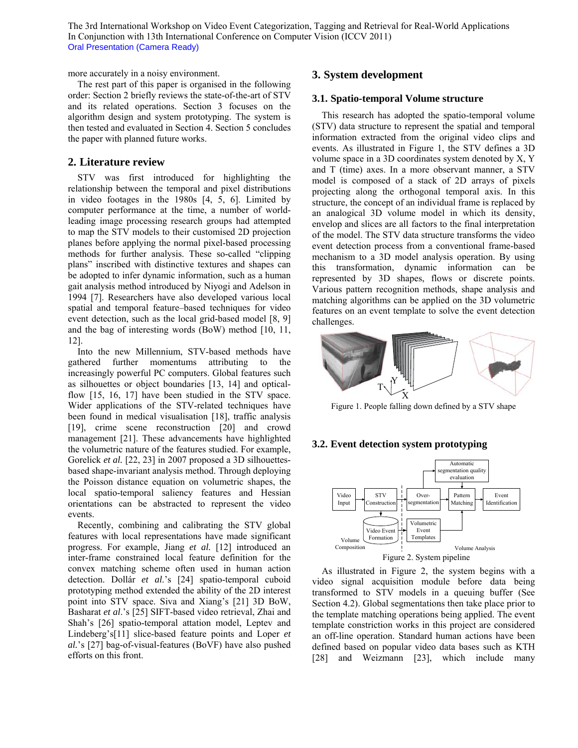more accurately in a noisy environment.

The rest part of this paper is organised in the following order: Section 2 briefly reviews the state-of-the-art of STV and its related operations. Section 3 focuses on the algorithm design and system prototyping. The system is then tested and evaluated in Section 4. Section 5 concludes the paper with planned future works.

## 2. Literature review

STV was first introduced for highlighting the relationship between the temporal and pixel distributions in video footages in the 1980s [4, 5, 6]. Limited by computer performance at the time, a number of world-leading image processing research groups had attempted to map the STV models to their customised 2D projection planes before applying the normal pixel-based processing methods for further analysis. These so-called "clipping plans" inscribed with distinctive textures and shapes can be adopted to infer dynamic information, such as a human gait analysis method introduced by Niyogi and Adelson in 1994 [7]. Researchers have also developed various local spatial and temporal feature–based techniques for video event detection, such as the local grid-based model [8, 9] and the bag of interesting words (BoW) method [10, 11, 12].

Into the new Millennium, STV-based methods have gathered further momentums attributing to the increasingly powerful PC computers. Global features such as silhouettes or object boundaries [13, 14] and optical-flow [15, 16, 17] have been studied in the STV space. Wider applications of the STV-related techniques have been found in medical visualisation [18], traffic analysis [19], crime scene reconstruction [20] and crowd management [21]. These advancements have highlighted the volumetric nature of the features studied. For example, Gorelick *et al.* [22, 23] in 2007 proposed a 3D silhouettes-based shape-invariant analysis method. Through deploying the Poisson distance equation on volumetric shapes, the local spatio-temporal saliency features and Hessian orientations can be abstracted to represent the video events.

Recently, combining and calibrating the STV global features with local representations have made significant progress. For example, Jiang *et al.* [12] introduced an inter-frame constrained local feature definition for the convex matching scheme often used in human action detection. Dollár *et al.*'s [24] spatio-temporal cuboid prototyping method extended the ability of the 2D interest point into STV space. Siva and Xiang's [21] 3D BoW, Basharat *et al.*'s [25] SIFT-based video retrieval, Zhai and Shah's [26] spatio-temporal attation model, Leptev and Lindeberg's[11] slice-based feature points and Loper *et al.*'s [27] bag-of-visual-features (BoVF) have also pushed efforts on this front.

## 3. System development

### 3.1. Spatio-temporal Volume structure

This research has adopted the spatio-temporal volume (STV) data structure to represent the spatial and temporal information extracted from the original video clips and events. As illustrated in Figure 1, the STV defines a 3D volume space in a 3D coordinates system denoted by X, Y and T (time) axes. In a more observant manner, a STV model is composed of a stack of 2D arrays of pixels projecting along the orthogonal temporal axis. In this structure, the concept of an individual frame is replaced by an analogical 3D volume model in which its density, envelop and slices are all factors to the final interpretation of the model. The STV data structure transforms the video event detection process from a conventional frame-based mechanism to a 3D model analysis operation. By using this transformation, dynamic information can be represented by 3D shapes, flows or discrete points. Various pattern recognition methods, shape analysis and matching algorithms can be applied on the 3D volumetric features on an event template to solve the event detection challenges.

Figure 1. People falling down defined by a STV shape

### 3.2. Event detection system prototyping

Figure 2. System pipeline

As illustrated in Figure 2, the system begins with a video signal acquisition module before data being transformed to STV models in a queuing buffer (See Section 4.2). Global segmentations then take place prior to the template matching operations being applied. The event template constriction works in this project are considered an off-line operation. Standard human actions have been defined based on popular video data bases such as KTH [28] and Weizmann [23], which include many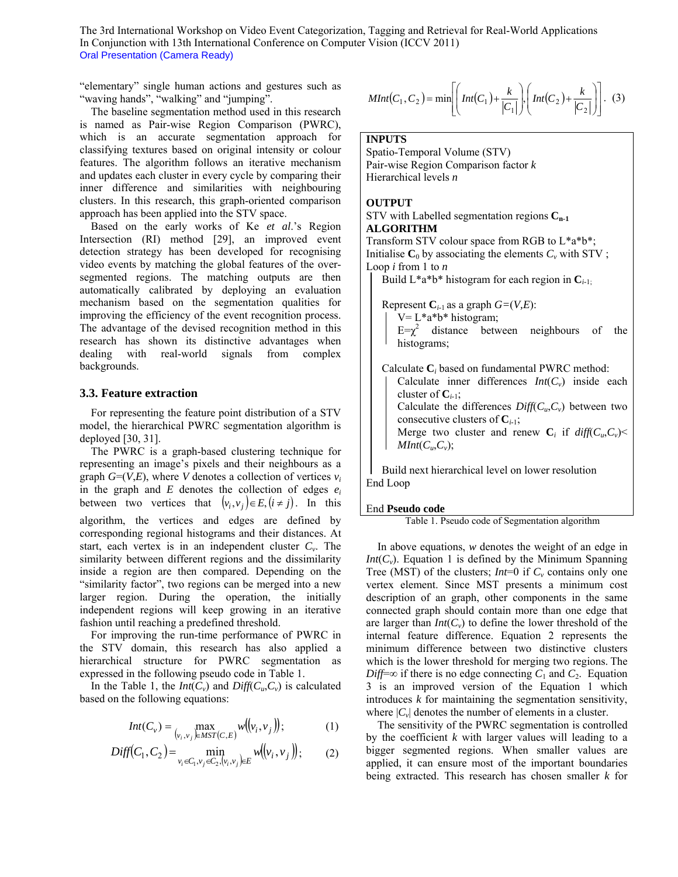"elementary" single human actions and gestures such as "waving hands", "walking" and "jumping".

The baseline segmentation method used in this research is named as Pair-wise Region Comparison (PWRC), which is an accurate segmentation approach for classifying textures based on original intensity or colour features. The algorithm follows an iterative mechanism and updates each cluster in every cycle by comparing their inner difference and similarities with neighbouring clusters. In this research, this graph-oriented comparison approach has been applied into the STV space.

Based on the early works of Ke *et al*.'s Region Intersection (RI) method [29], an improved event detection strategy has been developed for recognising video events by matching the global features of the over-segmented regions. The matching outputs are then automatically calibrated by deploying an evaluation mechanism based on the segmentation qualities for improving the efficiency of the event recognition process. The advantage of the devised recognition method in this research has shown its distinctive advantages when dealing with real-world signals from complex backgrounds.

### 3.3. Feature extraction

For representing the feature point distribution of a STV model, the hierarchical PWRC segmentation algorithm is deployed [30, 31].

The PWRC is a graph-based clustering technique for representing an image's pixels and their neighbours as a graph $G=(V,E)$, where $V$ denotes a collection of vertices $v_i$ in the graph and $E$ denotes the collection of edges $e_i$ between two vertices that $(v_i, v_j) \in E, (i \neq j)$. In this algorithm, the vertices and edges are defined by corresponding regional histograms and their distances. At start, each vertex is in an independent cluster $C_v$. The similarity between different regions and the dissimilarity inside a region are then compared. Depending on the "similarity factor", two regions can be merged into a new larger region. During the operation, the initially independent regions will keep growing in an iterative fashion until reaching a predefined threshold.

For improving the run-time performance of PWRC in the STV domain, this research has also applied a hierarchical structure for PWRC segmentation as expressed in the following pseudo code in Table 1.

In the Table 1, the $Int(C_v)$ and $Diff(C_u,C_v)$ is calculated based on the following equations:

$$Int(C_v) = \max_{(v_i,v_j) \in MST(C,E)} w((v_i, v_j)); \quad (1)$$

$$Diff(C_1, C_2) = \min_{v_i \in C_1, v_j \in C_2, (v_i,v_j) \in E} w((v_i, v_j)); \quad (2)$$

$$MInt(C_1, C_2) = \min\left[\left(Int(C_1) + \frac{k}{|C_1|}\right), \left(Int(C_2) + \frac{k}{|C_2|}\right)\right]. \quad (3)$$

```
INPUTS
Spatio-Temporal Volume (STV)
Pair-wise Region Comparison factor k
Hierarchical levels n

OUTPUT
STV with Labelled segmentation regions C_{n-1}
ALGORITHM
Transform STV colour space from RGB to L*a*b*;
Initialise C_0 by associating the elements C_v with STV ;
Loop i from 1 to n
    Build L*a*b* histogram for each region in C_{i-1};

    Represent C_{i-1} as a graph G=(V,E):
        V= L*a*b* histogram;
        E=χ^2 distance between neighbours of the histograms;

    Calculate C_i based on fundamental PWRC method:
        Calculate inner differences Int(C_v) inside each cluster of C_{i-1};
        Calculate the differences Diff(C_u,C_v) between two consecutive clusters of C_{i-1};
        Merge two cluster and renew C_i if diff(C_u,C_v)< MInt(C_u,C_v);

    Build next hierarchical level on lower resolution
End Loop

End Pseudo code
```

Table 1. Pseudo code of Segmentation algorithm

In above equations, $w$ denotes the weight of an edge in $Int(C_v)$. Equation 1 is defined by the Minimum Spanning Tree (MST) of the clusters; $Int=0$ if $C_v$ contains only one vertex element. Since MST presents a minimum cost description of an graph, other components in the same connected graph should contain more than one edge that are larger than $Int(C_v)$ to define the lower threshold of the internal feature difference. Equation 2 represents the minimum difference between two distinctive clusters which is the lower threshold for merging two regions. The $Diff=\infty$ if there is no edge connecting $C_1$ and $C_2$. Equation 3 is an improved version of the Equation 1 which introduces $k$ for maintaining the segmentation sensitivity, where $|C_v|$ denotes the number of elements in a cluster.

The sensitivity of the PWRC segmentation is controlled by the coefficient $k$ with larger values will leading to a bigger segmented regions. When smaller values are applied, it can ensure most of the important boundaries being extracted. This research has chosen smaller $k$ for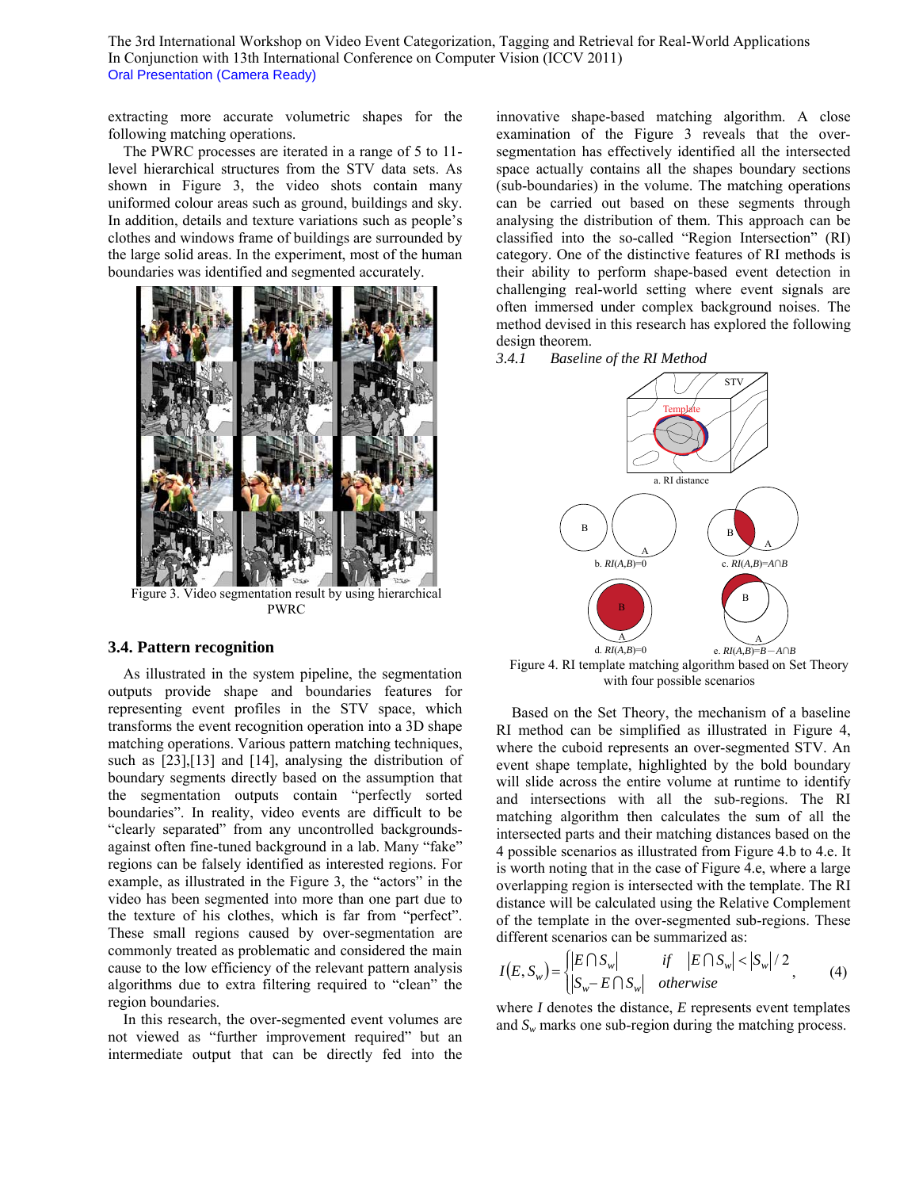extracting more accurate volumetric shapes for the following matching operations.

The PWRC processes are iterated in a range of 5 to 11-level hierarchical structures from the STV data sets. As shown in Figure 3, the video shots contain many uniformed colour areas such as ground, buildings and sky. In addition, details and texture variations such as people's clothes and windows frame of buildings are surrounded by the large solid areas. In the experiment, most of the human boundaries was identified and segmented accurately.

Figure 3. Video segmentation result by using hierarchical PWRC

### 3.4. Pattern recognition

As illustrated in the system pipeline, the segmentation outputs provide shape and boundaries features for representing event profiles in the STV space, which transforms the event recognition operation into a 3D shape matching operations. Various pattern matching techniques, such as [23],[13] and [14], analysing the distribution of boundary segments directly based on the assumption that the segmentation outputs contain "perfectly sorted boundaries". In reality, video events are difficult to be "clearly separated" from any uncontrolled backgrounds-against often fine-tuned background in a lab. Many "fake" regions can be falsely identified as interested regions. For example, as illustrated in the Figure 3, the "actors" in the video has been segmented into more than one part due to the texture of his clothes, which is far from "perfect". These small regions caused by over-segmentation are commonly treated as problematic and considered the main cause to the low efficiency of the relevant pattern analysis algorithms due to extra filtering required to "clean" the region boundaries.

In this research, the over-segmented event volumes are not viewed as "further improvement required" but an intermediate output that can be directly fed into the innovative shape-based matching algorithm. A close examination of the Figure 3 reveals that the over-segmentation has effectively identified all the intersected space actually contains all the shapes boundary sections (sub-boundaries) in the volume. The matching operations can be carried out based on these segments through analysing the distribution of them. This approach can be classified into the so-called "Region Intersection" (RI) category. One of the distinctive features of RI methods is their ability to perform shape-based event detection in challenging real-world setting where event signals are often immersed under complex background noises. The method devised in this research has explored the following design theorem.

#### *3.4.1 Baseline of the RI Method*

Figure 4. RI template matching algorithm based on Set Theory with four possible scenarios

Based on the Set Theory, the mechanism of a baseline RI method can be simplified as illustrated in Figure 4, where the cuboid represents an over-segmented STV. An event shape template, highlighted by the bold boundary will slide across the entire volume at runtime to identify and intersections with all the sub-regions. The RI matching algorithm then calculates the sum of all the intersected parts and their matching distances based on the 4 possible scenarios as illustrated from Figure 4.b to 4.e. It is worth noting that in the case of Figure 4.e, where a large overlapping region is intersected with the template. The RI distance will be calculated using the Relative Complement of the template in the over-segmented sub-regions. These different scenarios can be summarized as:

$$I(E, S_w) = \begin{cases} |E \cap S_w| & \text{if} \quad |E \cap S_w| < |S_w|/2 \\ |S_w - E \cap S_w| & \text{otherwise} \end{cases}, \tag{4}$$

where $I$ denotes the distance, $E$ represents event templates and $S_w$ marks one sub-region during the matching process.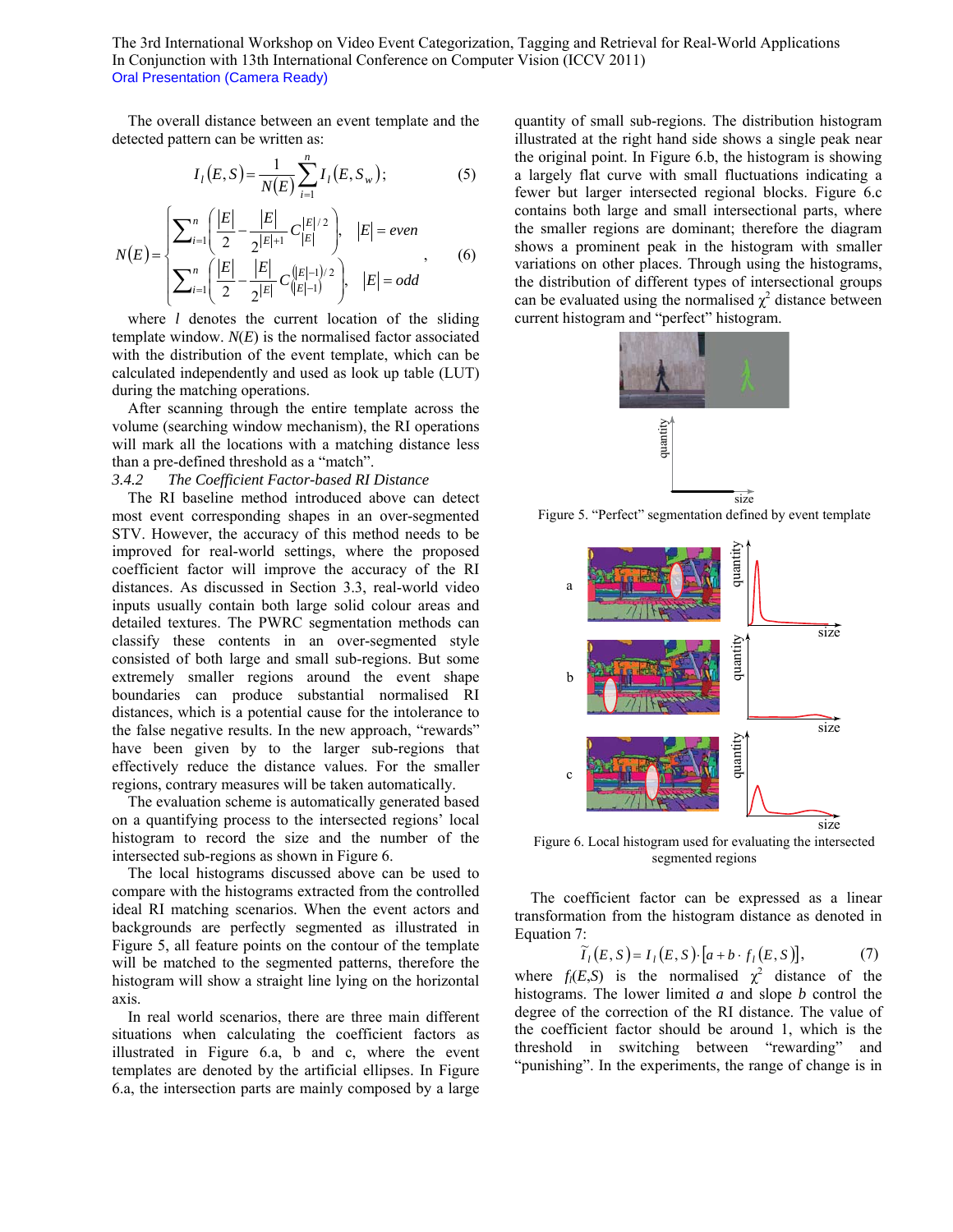The overall distance between an event template and the detected pattern can be written as:

$$I_l(E,S) = \frac{1}{N(E)} \sum_{i=1}^{n} I_l(E, S_w); \qquad (5)$$

$$N(E) = \begin{cases} \sum_{i=1}^{n} \left( \frac{|E|}{2} - \frac{|E|}{2^{|E|+1}} C_{|E|}^{|E|/2} \right), & |E| = even \\ \sum_{i=1}^{n} \left( \frac{|E|}{2} - \frac{|E|}{2^{|E|}} C_{(|E|-1)}^{(|E|-1)/2} \right), & |E| = odd \end{cases}, \qquad (6)$$

where $l$ denotes the current location of the sliding template window. $N(E)$ is the normalised factor associated with the distribution of the event template, which can be calculated independently and used as look up table (LUT) during the matching operations.

After scanning through the entire template across the volume (searching window mechanism), the RI operations will mark all the locations with a matching distance less than a pre-defined threshold as a "match".

#### 3.4.2 *The Coefficient Factor-based RI Distance*

The RI baseline method introduced above can detect most event corresponding shapes in an over-segmented STV. However, the accuracy of this method needs to be improved for real-world settings, where the proposed coefficient factor will improve the accuracy of the RI distances. As discussed in Section 3.3, real-world video inputs usually contain both large solid colour areas and detailed textures. The PWRC segmentation methods can classify these contents in an over-segmented style consisted of both large and small sub-regions. But some extremely smaller regions around the event shape boundaries can produce substantial normalised RI distances, which is a potential cause for the intolerance to the false negative results. In the new approach, "rewards" have been given by to the larger sub-regions that effectively reduce the distance values. For the smaller regions, contrary measures will be taken automatically.

The evaluation scheme is automatically generated based on a quantifying process to the intersected regions' local histogram to record the size and the number of the intersected sub-regions as shown in Figure 6.

The local histograms discussed above can be used to compare with the histograms extracted from the controlled ideal RI matching scenarios. When the event actors and backgrounds are perfectly segmented as illustrated in Figure 5, all feature points on the contour of the template will be matched to the segmented patterns, therefore the histogram will show a straight line lying on the horizontal axis.

In real world scenarios, there are three main different situations when calculating the coefficient factors as illustrated in Figure 6.a, b and c, where the event templates are denoted by the artificial ellipses. In Figure 6.a, the intersection parts are mainly composed by a large quantity of small sub-regions. The distribution histogram illustrated at the right hand side shows a single peak near the original point. In Figure 6.b, the histogram is showing a largely flat curve with small fluctuations indicating a fewer but larger intersected regional blocks. Figure 6.c contains both large and small intersectional parts, where the smaller regions are dominant; therefore the diagram shows a prominent peak in the histogram with smaller variations on other places. Through using the histograms, the distribution of different types of intersectional groups can be evaluated using the normalised $\chi^2$ distance between current histogram and "perfect" histogram.

Figure 5. "Perfect" segmentation defined by event template

Figure 6. Local histogram used for evaluating the intersected segmented regions

The coefficient factor can be expressed as a linear transformation from the histogram distance as denoted in Equation 7:

$$\tilde{I}_l(E,S) = I_l(E,S) \cdot [a + b \cdot f_l(E,S)], \qquad (7)$$

where $f_l(E,S)$ is the normalised $\chi^2$ distance of the histograms. The lower limited $a$ and slope $b$ control the degree of the correction of the RI distance. The value of the coefficient factor should be around 1, which is the threshold in switching between "rewarding" and "punishing". In the experiments, the range of change is in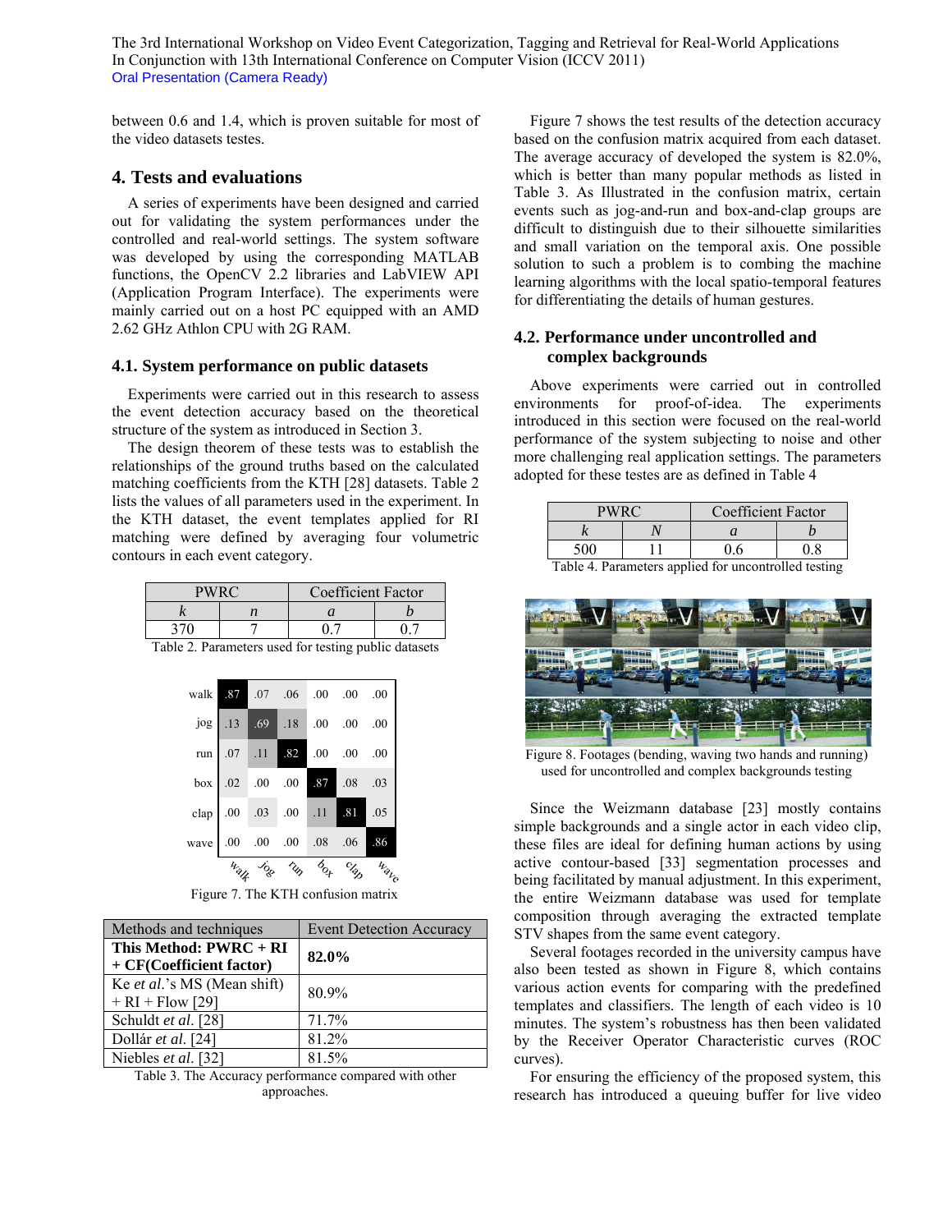between 0.6 and 1.4, which is proven suitable for most of the video datasets testes.

## 4. Tests and evaluations

A series of experiments have been designed and carried out for validating the system performances under the controlled and real-world settings. The system software was developed by using the corresponding MATLAB functions, the OpenCV 2.2 libraries and LabVIEW API (Application Program Interface). The experiments were mainly carried out on a host PC equipped with an AMD 2.62 GHz Athlon CPU with 2G RAM.

### 4.1. System performance on public datasets

Experiments were carried out in this research to assess the event detection accuracy based on the theoretical structure of the system as introduced in Section 3.

The design theorem of these tests was to establish the relationships of the ground truths based on the calculated matching coefficients from the KTH [28] datasets. Table 2 lists the values of all parameters used in the experiment. In the KTH dataset, the event templates applied for RI matching were defined by averaging four volumetric contours in each event category.

| PWRC | | Coefficient Factor | |
|---|---|---|---|
| $k$ | $n$ | $a$ | $b$ |
| 370 | 7 | 0.7 | 0.7 |

Table 2. Parameters used for testing public datasets

| | walk | jog | run | box | clap | wave |
|---|---|---|---|---|---|---|
| walk | .87 | .07 | .06 | .00 | .00 | .00 |
| jog | .13 | .69 | .18 | .00 | .00 | .00 |
| run | .07 | .11 | .82 | .00 | .00 | .00 |
| box | .02 | .00 | .00 | .87 | .08 | .03 |
| clap | .00 | .03 | .00 | .11 | .81 | .05 |
| wave | .00 | .00 | .00 | .08 | .06 | .86 |

Figure 7. The KTH confusion matrix

| Methods and techniques | Event Detection Accuracy |
|---|---|
| **This Method: PWRC + RI + CF(Coefficient factor)** | **82.0%** |
| Ke *et al.*'s MS (Mean shift) + RI + Flow [29] | 80.9% |
| Schuldt *et al.* [28] | 71.7% |
| Dollár *et al.* [24] | 81.2% |
| Niebles *et al.* [32] | 81.5% |

Table 3. The Accuracy performance compared with other approaches.

Figure 7 shows the test results of the detection accuracy based on the confusion matrix acquired from each dataset. The average accuracy of developed the system is 82.0%, which is better than many popular methods as listed in Table 3. As Illustrated in the confusion matrix, certain events such as jog-and-run and box-and-clap groups are difficult to distinguish due to their silhouette similarities and small variation on the temporal axis. One possible solution to such a problem is to combing the machine learning algorithms with the local spatio-temporal features for differentiating the details of human gestures.

### 4.2. Performance under uncontrolled and complex backgrounds

Above experiments were carried out in controlled environments for proof-of-idea. The experiments introduced in this section were focused on the real-world performance of the system subjecting to noise and other more challenging real application settings. The parameters adopted for these testes are as defined in Table 4

| PWRC | | Coefficient Factor | |
|---|---|---|---|
| $k$ | $N$ | $a$ | $b$ |
| 500 | 11 | 0.6 | 0.8 |

Table 4. Parameters applied for uncontrolled testing

Figure 8. Footages (bending, waving two hands and running) used for uncontrolled and complex backgrounds testing

Since the Weizmann database [23] mostly contains simple backgrounds and a single actor in each video clip, these files are ideal for defining human actions by using active contour-based [33] segmentation processes and being facilitated by manual adjustment. In this experiment, the entire Weizmann database was used for template composition through averaging the extracted template STV shapes from the same event category.

Several footages recorded in the university campus have also been tested as shown in Figure 8, which contains various action events for comparing with the predefined templates and classifiers. The length of each video is 10 minutes. The system's robustness has then been validated by the Receiver Operator Characteristic curves (ROC curves).

For ensuring the efficiency of the proposed system, this research has introduced a queuing buffer for live video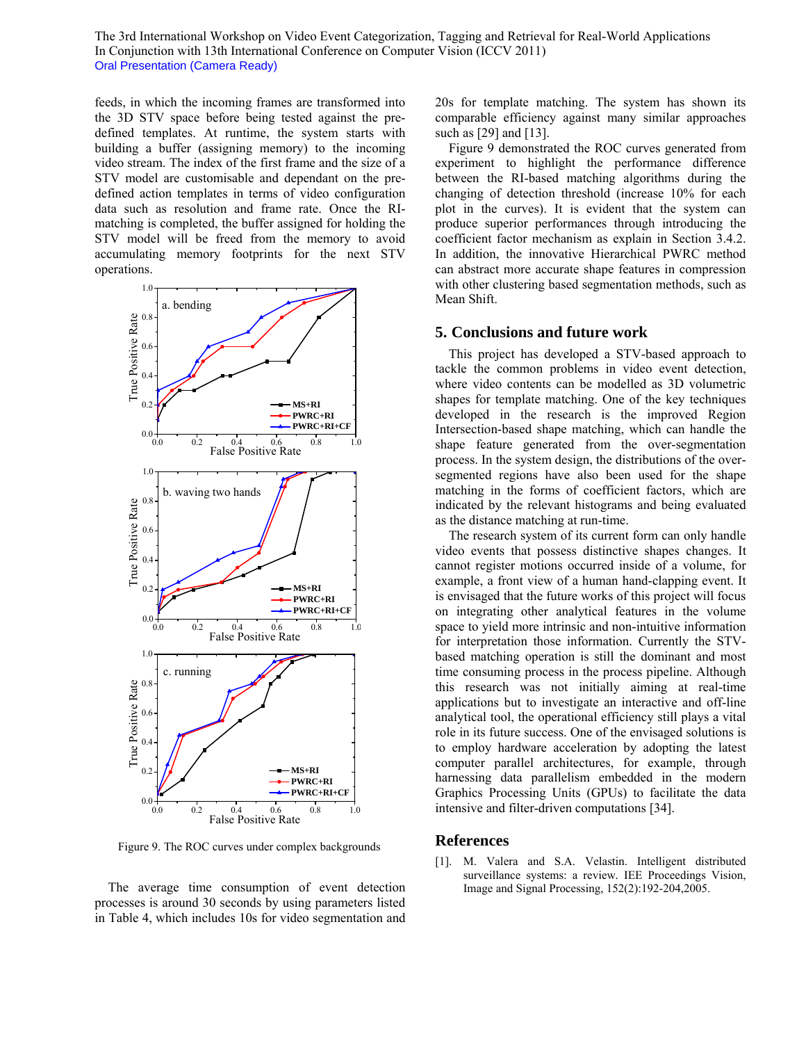feeds, in which the incoming frames are transformed into the 3D STV space before being tested against the pre-defined templates. At runtime, the system starts with building a buffer (assigning memory) to the incoming video stream. The index of the first frame and the size of a STV model are customisable and dependant on the pre-defined action templates in terms of video configuration data such as resolution and frame rate. Once the RI-matching is completed, the buffer assigned for holding the STV model will be freed from the memory to avoid accumulating memory footprints for the next STV operations.

Figure 9. The ROC curves under complex backgrounds

The average time consumption of event detection processes is around 30 seconds by using parameters listed in Table 4, which includes 10s for video segmentation and 20s for template matching. The system has shown its comparable efficiency against many similar approaches such as [29] and [13].

Figure 9 demonstrated the ROC curves generated from experiment to highlight the performance difference between the RI-based matching algorithms during the changing of detection threshold (increase 10% for each plot in the curves). It is evident that the system can produce superior performances through introducing the coefficient factor mechanism as explain in Section 3.4.2. In addition, the innovative Hierarchical PWRC method can abstract more accurate shape features in compression with other clustering based segmentation methods, such as Mean Shift.

## 5. Conclusions and future work

This project has developed a STV-based approach to tackle the common problems in video event detection, where video contents can be modelled as 3D volumetric shapes for template matching. One of the key techniques developed in the research is the improved Region Intersection-based shape matching, which can handle the shape feature generated from the over-segmentation process. In the system design, the distributions of the over-segmented regions have also been used for the shape matching in the forms of coefficient factors, which are indicated by the relevant histograms and being evaluated as the distance matching at run-time.

The research system of its current form can only handle video events that possess distinctive shapes changes. It cannot register motions occurred inside of a volume, for example, a front view of a human hand-clapping event. It is envisaged that the future works of this project will focus on integrating other analytical features in the volume space to yield more intrinsic and non-intuitive information for interpretation those information. Currently the STV-based matching operation is still the dominant and most time consuming process in the process pipeline. Although this research was not initially aiming at real-time applications but to investigate an interactive and off-line analytical tool, the operational efficiency still plays a vital role in its future success. One of the envisaged solutions is to employ hardware acceleration by adopting the latest computer parallel architectures, for example, through harnessing data parallelism embedded in the modern Graphics Processing Units (GPUs) to facilitate the data intensive and filter-driven computations [34].

## References

[1]. M. Valera and S.A. Velastin. Intelligent distributed surveillance systems: a review. IEE Proceedings Vision, Image and Signal Processing, 152(2):192-204,2005.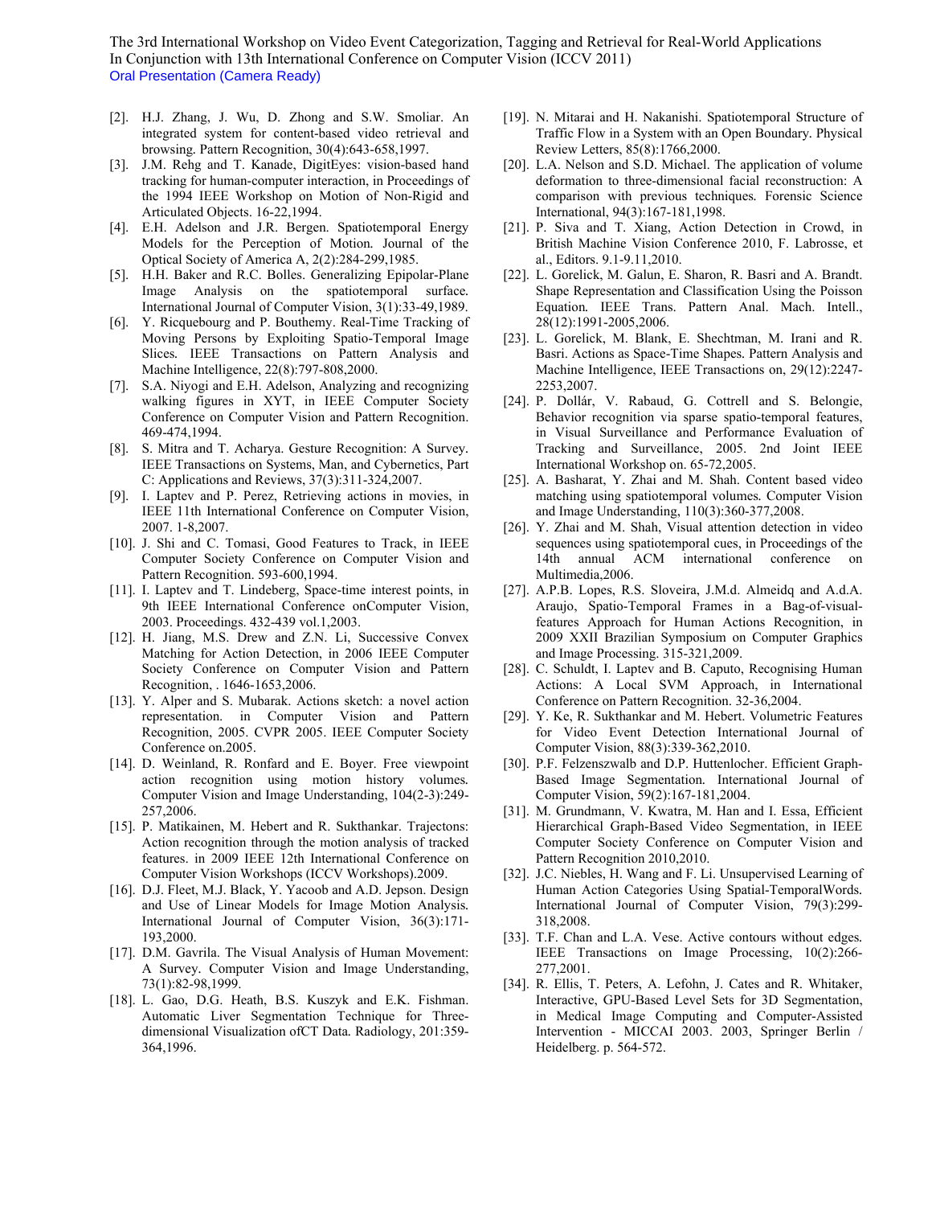[2]. H.J. Zhang, J. Wu, D. Zhong and S.W. Smoliar. An integrated system for content-based video retrieval and browsing. Pattern Recognition, 30(4):643-658,1997.

[3]. J.M. Rehg and T. Kanade, DigitEyes: vision-based hand tracking for human-computer interaction, in Proceedings of the 1994 IEEE Workshop on Motion of Non-Rigid and Articulated Objects. 16-22,1994.

[4]. E.H. Adelson and J.R. Bergen. Spatiotemporal Energy Models for the Perception of Motion. Journal of the Optical Society of America A, 2(2):284-299,1985.

[5]. H.H. Baker and R.C. Bolles. Generalizing Epipolar-Plane Image Analysis on the spatiotemporal surface. International Journal of Computer Vision, 3(1):33-49,1989.

[6]. Y. Ricquebourg and P. Bouthemy. Real-Time Tracking of Moving Persons by Exploiting Spatio-Temporal Image Slices. IEEE Transactions on Pattern Analysis and Machine Intelligence, 22(8):797-808,2000.

[7]. S.A. Niyogi and E.H. Adelson, Analyzing and recognizing walking figures in XYT, in IEEE Computer Society Conference on Computer Vision and Pattern Recognition. 469-474,1994.

[8]. S. Mitra and T. Acharya. Gesture Recognition: A Survey. IEEE Transactions on Systems, Man, and Cybernetics, Part C: Applications and Reviews, 37(3):311-324,2007.

[9]. I. Laptev and P. Perez, Retrieving actions in movies, in IEEE 11th International Conference on Computer Vision, 2007. 1-8,2007.

[10]. J. Shi and C. Tomasi, Good Features to Track, in IEEE Computer Society Conference on Computer Vision and Pattern Recognition. 593-600,1994.

[11]. I. Laptev and T. Lindeberg, Space-time interest points, in 9th IEEE International Conference onComputer Vision, 2003. Proceedings. 432-439 vol.1,2003.

[12]. H. Jiang, M.S. Drew and Z.N. Li, Successive Convex Matching for Action Detection, in 2006 IEEE Computer Society Conference on Computer Vision and Pattern Recognition, . 1646-1653,2006.

[13]. Y. Alper and S. Mubarak. Actions sketch: a novel action representation. in Computer Vision and Pattern Recognition, 2005. CVPR 2005. IEEE Computer Society Conference on.2005.

[14]. D. Weinland, R. Ronfard and E. Boyer. Free viewpoint action recognition using motion history volumes. Computer Vision and Image Understanding, 104(2-3):249-257,2006.

[15]. P. Matikainen, M. Hebert and R. Sukthankar. Trajectons: Action recognition through the motion analysis of tracked features. in 2009 IEEE 12th International Conference on Computer Vision Workshops (ICCV Workshops).2009.

[16]. D.J. Fleet, M.J. Black, Y. Yacoob and A.D. Jepson. Design and Use of Linear Models for Image Motion Analysis. International Journal of Computer Vision, 36(3):171-193,2000.

[17]. D.M. Gavrila. The Visual Analysis of Human Movement: A Survey. Computer Vision and Image Understanding, 73(1):82-98,1999.

[18]. L. Gao, D.G. Heath, B.S. Kuszyk and E.K. Fishman. Automatic Liver Segmentation Technique for Three-dimensional Visualization ofCT Data. Radiology, 201:359-364,1996.

[19]. N. Mitarai and H. Nakanishi. Spatiotemporal Structure of Traffic Flow in a System with an Open Boundary. Physical Review Letters, 85(8):1766,2000.

[20]. L.A. Nelson and S.D. Michael. The application of volume deformation to three-dimensional facial reconstruction: A comparison with previous techniques. Forensic Science International, 94(3):167-181,1998.

[21]. P. Siva and T. Xiang, Action Detection in Crowd, in British Machine Vision Conference 2010, F. Labrosse, et al., Editors. 9.1-9.11,2010.

[22]. L. Gorelick, M. Galun, E. Sharon, R. Basri and A. Brandt. Shape Representation and Classification Using the Poisson Equation. IEEE Trans. Pattern Anal. Mach. Intell., 28(12):1991-2005,2006.

[23]. L. Gorelick, M. Blank, E. Shechtman, M. Irani and R. Basri. Actions as Space-Time Shapes. Pattern Analysis and Machine Intelligence, IEEE Transactions on, 29(12):2247-2253,2007.

[24]. P. Dollár, V. Rabaud, G. Cottrell and S. Belongie, Behavior recognition via sparse spatio-temporal features, in Visual Surveillance and Performance Evaluation of Tracking and Surveillance, 2005. 2nd Joint IEEE International Workshop on. 65-72,2005.

[25]. A. Basharat, Y. Zhai and M. Shah. Content based video matching using spatiotemporal volumes. Computer Vision and Image Understanding, 110(3):360-377,2008.

[26]. Y. Zhai and M. Shah, Visual attention detection in video sequences using spatiotemporal cues, in Proceedings of the 14th annual ACM international conference on Multimedia,2006.

[27]. A.P.B. Lopes, R.S. Sloveira, J.M.d. Almeidq and A.d.A. Araujo, Spatio-Temporal Frames in a Bag-of-visual-features Approach for Human Actions Recognition, in 2009 XXII Brazilian Symposium on Computer Graphics and Image Processing. 315-321,2009.

[28]. C. Schuldt, I. Laptev and B. Caputo, Recognising Human Actions: A Local SVM Approach, in International Conference on Pattern Recognition. 32-36,2004.

[29]. Y. Ke, R. Sukthankar and M. Hebert. Volumetric Features for Video Event Detection International Journal of Computer Vision, 88(3):339-362,2010.

[30]. P.F. Felzenszwalb and D.P. Huttenlocher. Efficient Graph-Based Image Segmentation. International Journal of Computer Vision, 59(2):167-181,2004.

[31]. M. Grundmann, V. Kwatra, M. Han and I. Essa, Efficient Hierarchical Graph-Based Video Segmentation, in IEEE Computer Society Conference on Computer Vision and Pattern Recognition 2010,2010.

[32]. J.C. Niebles, H. Wang and F. Li. Unsupervised Learning of Human Action Categories Using Spatial-TemporalWords. International Journal of Computer Vision, 79(3):299-318,2008.

[33]. T.F. Chan and L.A. Vese. Active contours without edges. IEEE Transactions on Image Processing, 10(2):266-277,2001.

[34]. R. Ellis, T. Peters, A. Lefohn, J. Cates and R. Whitaker, Interactive, GPU-Based Level Sets for 3D Segmentation, in Medical Image Computing and Computer-Assisted Intervention - MICCAI 2003. 2003, Springer Berlin / Heidelberg. p. 564-572.